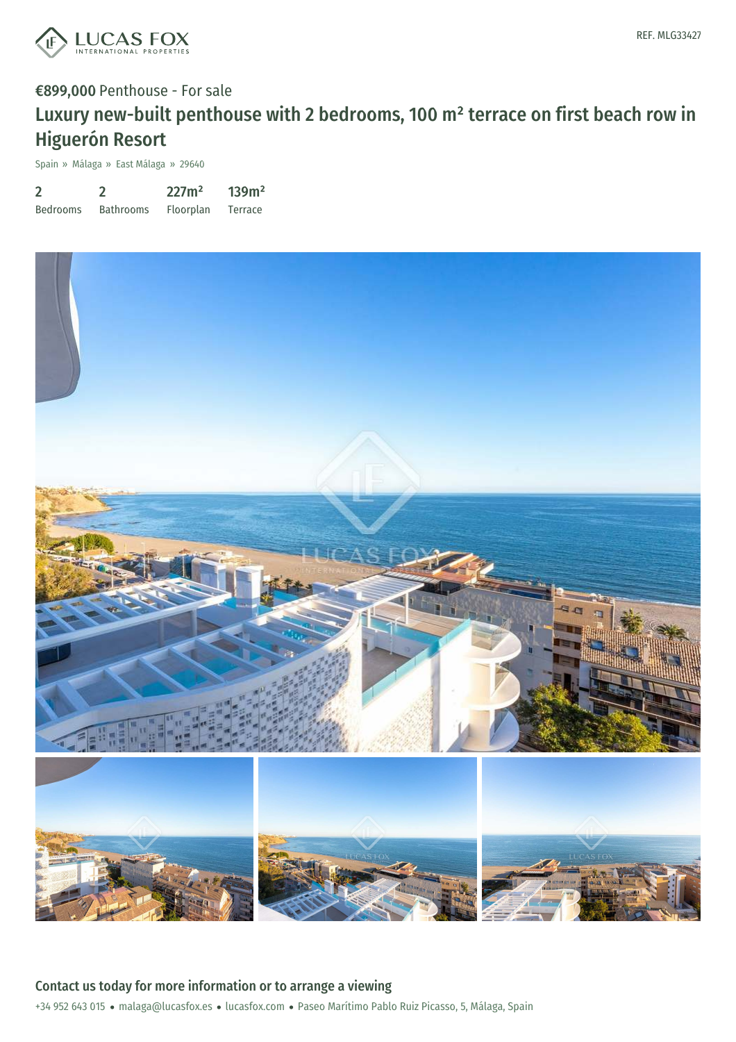REF. MLG33427

**€899,000** Penthouse - For sale

# Luxury new-built penthouse with 2 bedrooms, 100 m² terrace on first beach row in Higuerón Resort

Spain » Málaga » East Málaga » 29640

| 2 | 2 | 227m² | 139m² |
|---|---|---|---|
| Bedrooms | Bathrooms | Floorplan | Terrace |

## Contact us today for more information or to arrange a viewing

+34 952 643 015 • malaga@lucasfox.es • lucasfox.com • Paseo Marítimo Pablo Ruiz Picasso, 5, Málaga, Spain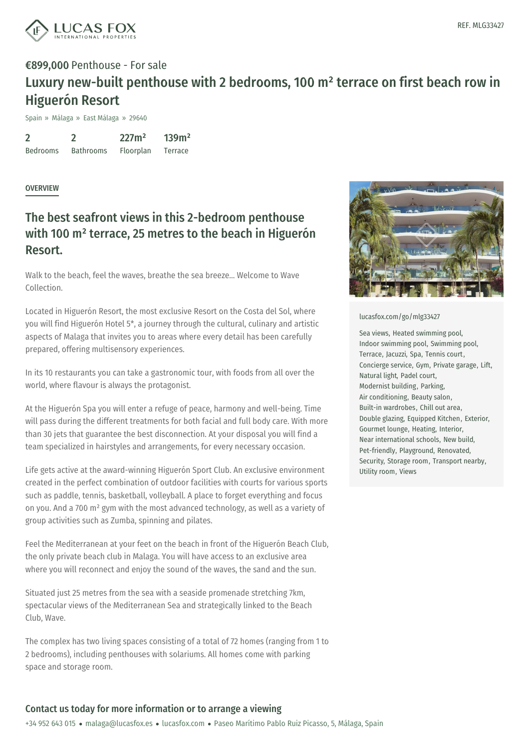REF. MLG33427

**€899,000** Penthouse - For sale

# Luxury new-built penthouse with 2 bedrooms, 100 m² terrace on first beach row in Higuerón Resort

Spain » Málaga » East Málaga » 29640

| 2 | 2 | 227m² | 139m² |
|---|---|---|---|
| Bedrooms | Bathrooms | Floorplan | Terrace |

## OVERVIEW

## The best seafront views in this 2-bedroom penthouse with 100 m² terrace, 25 metres to the beach in Higuerón Resort.

Walk to the beach, feel the waves, breathe the sea breeze... Welcome to Wave Collection.

Located in Higuerón Resort, the most exclusive Resort on the Costa del Sol, where you will find Higuerón Hotel 5*, a journey through the cultural, culinary and artistic aspects of Malaga that invites you to areas where every detail has been carefully prepared, offering multisensory experiences.

In its 10 restaurants you can take a gastronomic tour, with foods from all over the world, where flavour is always the protagonist.

At the Higuerón Spa you will enter a refuge of peace, harmony and well-being. Time will pass during the different treatments for both facial and full body care. With more than 30 jets that guarantee the best disconnection. At your disposal you will find a team specialized in hairstyles and arrangements, for every necessary occasion.

Life gets active at the award-winning Higuerón Sport Club. An exclusive environment created in the perfect combination of outdoor facilities with courts for various sports such as paddle, tennis, basketball, volleyball. A place to forget everything and focus on you. And a 700 m² gym with the most advanced technology, as well as a variety of group activities such as Zumba, spinning and pilates.

Feel the Mediterranean at your feet on the beach in front of the Higuerón Beach Club, the only private beach club in Malaga. You will have access to an exclusive area where you will reconnect and enjoy the sound of the waves, the sand and the sun.

Situated just 25 metres from the sea with a seaside promenade stretching 7km, spectacular views of the Mediterranean Sea and strategically linked to the Beach Club, Wave.

The complex has two living spaces consisting of a total of 72 homes (ranging from 1 to 2 bedrooms), including penthouses with solariums. All homes come with parking space and storage room.

lucasfox.com/go/mlg33427

Sea views, Heated swimming pool, Indoor swimming pool, Swimming pool, Terrace, Jacuzzi, Spa, Tennis court, Concierge service, Gym, Private garage, Lift, Natural light, Padel court, Modernist building, Parking, Air conditioning, Beauty salon, Built-in wardrobes, Chill out area, Double glazing, Equipped Kitchen, Exterior, Gourmet lounge, Heating, Interior, Near international schools, New build, Pet-friendly, Playground, Renovated, Security, Storage room, Transport nearby, Utility room, Views

## Contact us today for more information or to arrange a viewing

+34 952 643 015 • malaga@lucasfox.es • lucasfox.com • Paseo Marítimo Pablo Ruiz Picasso, 5, Málaga, Spain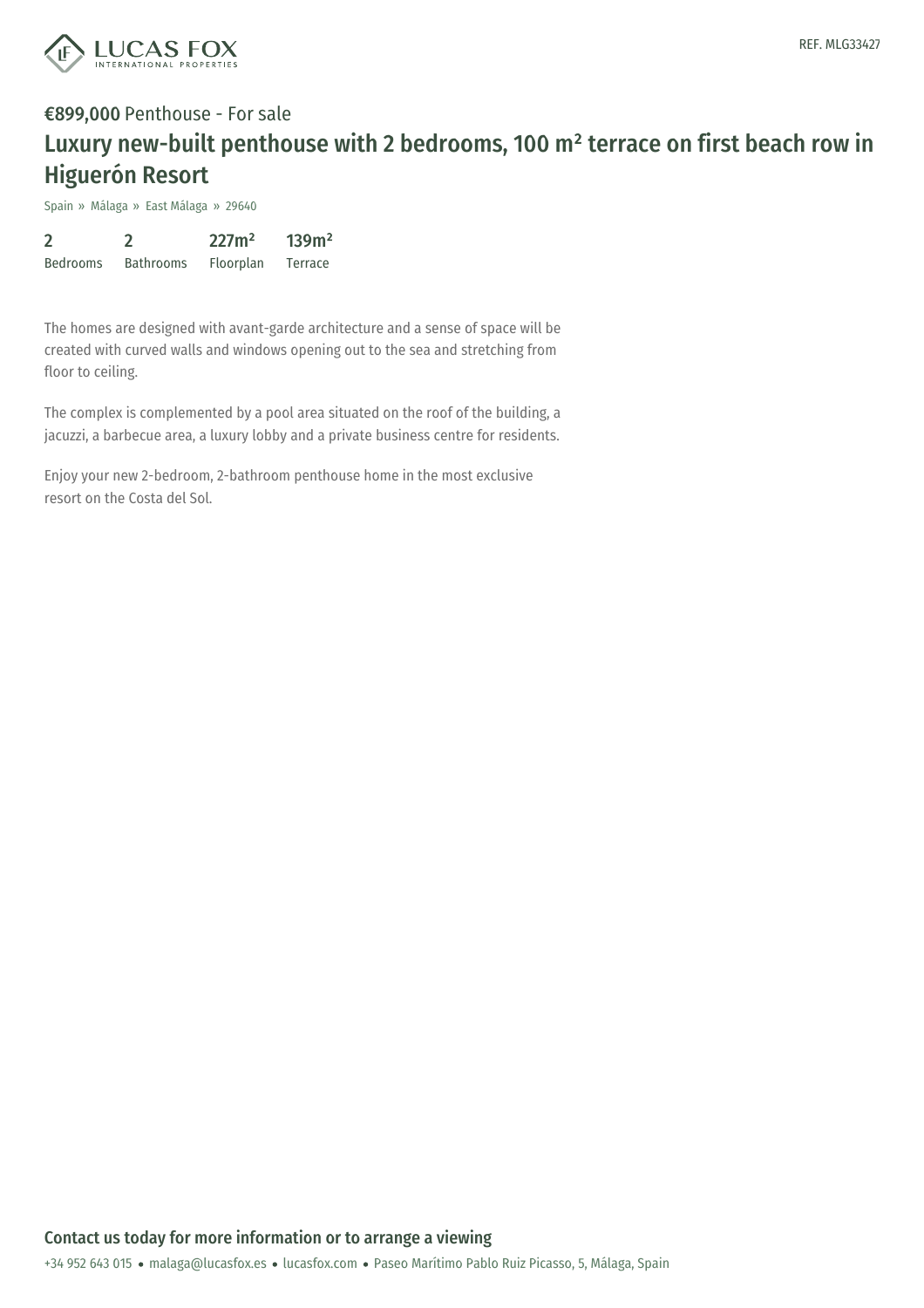**€899,000** Penthouse - For sale

# Luxury new-built penthouse with 2 bedrooms, 100 m² terrace on first beach row in Higuerón Resort

Spain » Málaga » East Málaga » 29640

| 2 | 2 | 227m² | 139m² |
|---|---|---|---|
| Bedrooms | Bathrooms | Floorplan | Terrace |

The homes are designed with avant-garde architecture and a sense of space will be created with curved walls and windows opening out to the sea and stretching from floor to ceiling.

The complex is complemented by a pool area situated on the roof of the building, a jacuzzi, a barbecue area, a luxury lobby and a private business centre for residents.

Enjoy your new 2-bedroom, 2-bathroom penthouse home in the most exclusive resort on the Costa del Sol.

## Contact us today for more information or to arrange a viewing

+34 952 643 015 • malaga@lucasfox.es • lucasfox.com • Paseo Marítimo Pablo Ruiz Picasso, 5, Málaga, Spain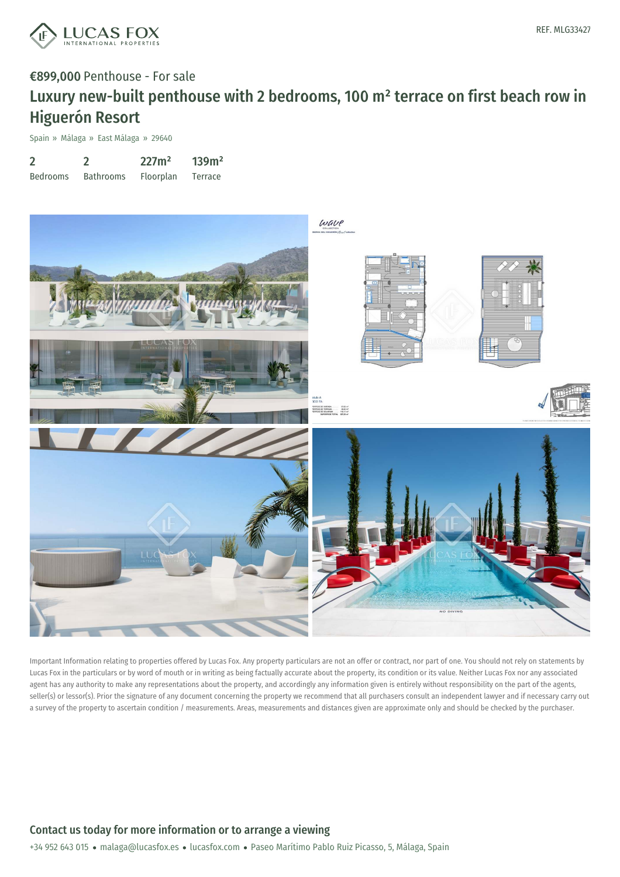REF. MLG33427

**€899,000** Penthouse - For sale

# Luxury new-built penthouse with 2 bedrooms, 100 m² terrace on first beach row in Higuerón Resort

Spain » Málaga » East Málaga » 29640

| 2 | 2 | 227m² | 139m² |
|---|---|---|---|
| Bedrooms | Bathrooms | Floorplan | Terrace |

Important Information relating to properties offered by Lucas Fox. Any property particulars are not an offer or contract, nor part of one. You should not rely on statements by Lucas Fox in the particulars or by word of mouth or in writing as being factually accurate about the property, its condition or its value. Neither Lucas Fox nor any associated agent has any authority to make any representations about the property, and accordingly any information given is entirely without responsibility on the part of the agents, seller(s) or lessor(s). Prior the signature of any document concerning the property we recommend that all purchasers consult an independent lawyer and if necessary carry out a survey of the property to ascertain condition / measurements. Areas, measurements and distances given are approximate only and should be checked by the purchaser.

## Contact us today for more information or to arrange a viewing

+34 952 643 015 • malaga@lucasfox.es • lucasfox.com • Paseo Marítimo Pablo Ruiz Picasso, 5, Málaga, Spain